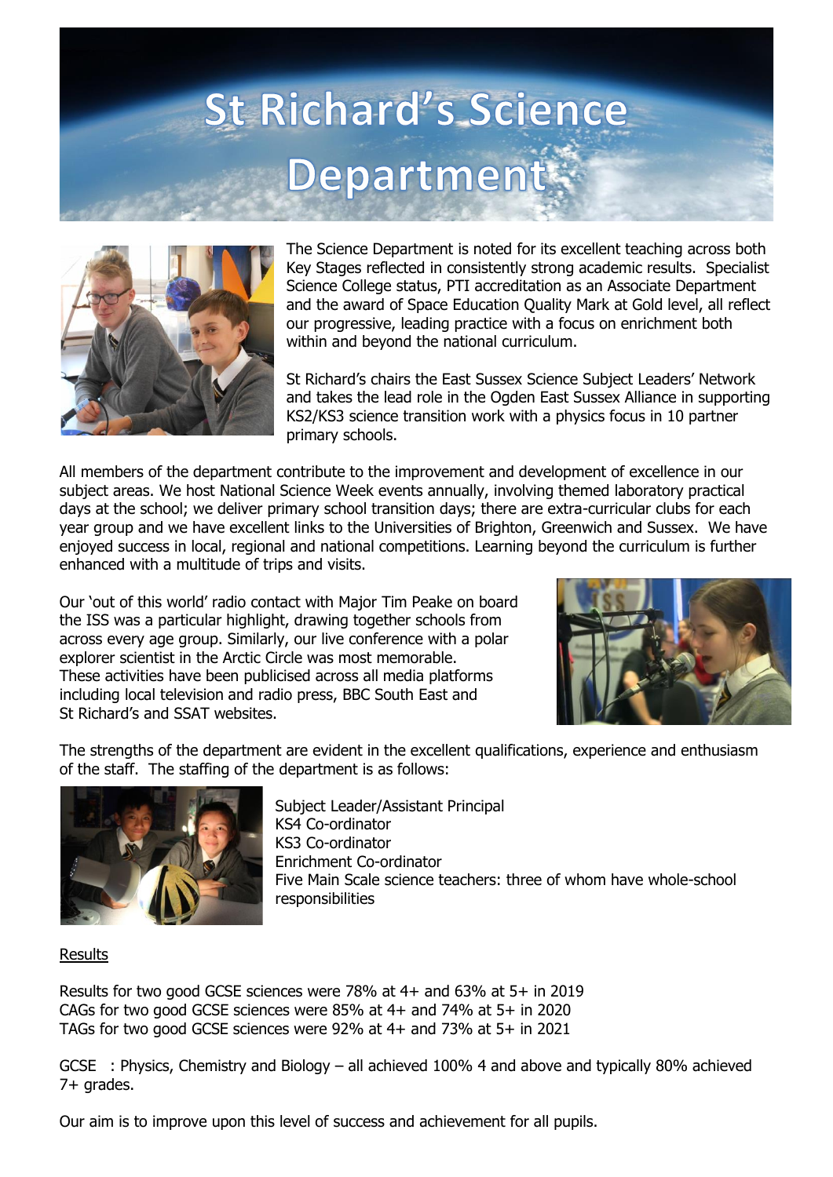# St Richard's Science Department

The Science Department is noted for its excellent teaching across both Key Stages reflected in consistently strong academic results. Specialist Science College status, PTI accreditation as an Associate Department and the award of Space Education Quality Mark at Gold level, all reflect our progressive, leading practice with a focus on enrichment both within and beyond the national curriculum.

St Richard's chairs the East Sussex Science Subject Leaders' Network and takes the lead role in the Ogden East Sussex Alliance in supporting KS2/KS3 science transition work with a physics focus in 10 partner primary schools.

All members of the department contribute to the improvement and development of excellence in our subject areas. We host National Science Week events annually, involving themed laboratory practical days at the school; we deliver primary school transition days; there are extra-curricular clubs for each year group and we have excellent links to the Universities of Brighton, Greenwich and Sussex. We have enjoyed success in local, regional and national competitions. Learning beyond the curriculum is further enhanced with a multitude of trips and visits.

Our 'out of this world' radio contact with Major Tim Peake on board the ISS was a particular highlight, drawing together schools from across every age group. Similarly, our live conference with a polar explorer scientist in the Arctic Circle was most memorable. These activities have been publicised across all media platforms including local television and radio press, BBC South East and St Richard's and SSAT websites.

The strengths of the department are evident in the excellent qualifications, experience and enthusiasm of the staff. The staffing of the department is as follows:

Subject Leader/Assistant Principal
KS4 Co-ordinator
KS3 Co-ordinator
Enrichment Co-ordinator
Five Main Scale science teachers: three of whom have whole-school responsibilities

<u>Results</u>

Results for two good GCSE sciences were 78% at 4+ and 63% at 5+ in 2019
CAGs for two good GCSE sciences were 85% at 4+ and 74% at 5+ in 2020
TAGs for two good GCSE sciences were 92% at 4+ and 73% at 5+ in 2021

GCSE : Physics, Chemistry and Biology – all achieved 100% 4 and above and typically 80% achieved 7+ grades.

Our aim is to improve upon this level of success and achievement for all pupils.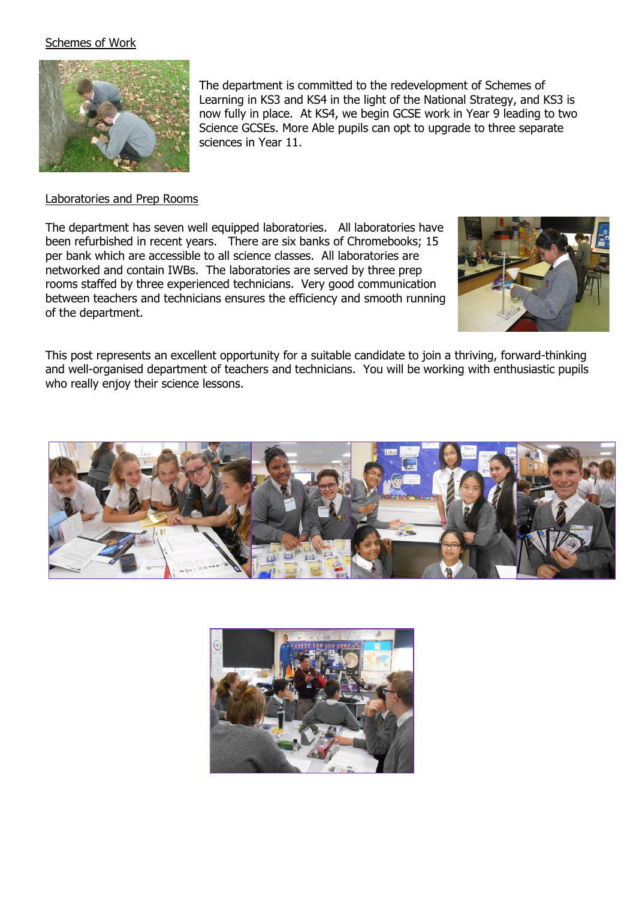## Schemes of Work

The department is committed to the redevelopment of Schemes of Learning in KS3 and KS4 in the light of the National Strategy, and KS3 is now fully in place. At KS4, we begin GCSE work in Year 9 leading to two Science GCSEs. More Able pupils can opt to upgrade to three separate sciences in Year 11.

## Laboratories and Prep Rooms

The department has seven well equipped laboratories. All laboratories have been refurbished in recent years. There are six banks of Chromebooks; 15 per bank which are accessible to all science classes. All laboratories are networked and contain IWBs. The laboratories are served by three prep rooms staffed by three experienced technicians. Very good communication between teachers and technicians ensures the efficiency and smooth running of the department.

This post represents an excellent opportunity for a suitable candidate to join a thriving, forward-thinking and well-organised department of teachers and technicians. You will be working with enthusiastic pupils who really enjoy their science lessons.